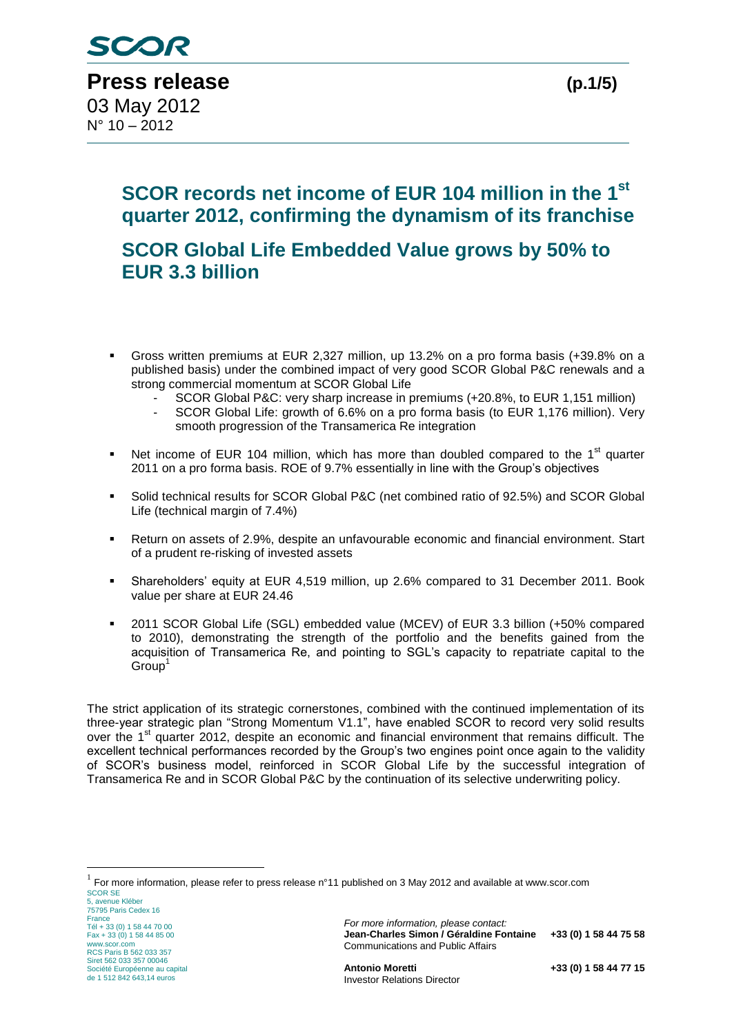**Press release**

03 May 2012
N° 10 – 2012

# SCOR records net income of EUR 104 million in the 1st quarter 2012, confirming the dynamism of its franchise

# SCOR Global Life Embedded Value grows by 50% to EUR 3.3 billion

- Gross written premiums at EUR 2,327 million, up 13.2% on a pro forma basis (+39.8% on a published basis) under the combined impact of very good SCOR Global P&C renewals and a strong commercial momentum at SCOR Global Life
  - SCOR Global P&C: very sharp increase in premiums (+20.8%, to EUR 1,151 million)
  - SCOR Global Life: growth of 6.6% on a pro forma basis (to EUR 1,176 million). Very smooth progression of the Transamerica Re integration
- Net income of EUR 104 million, which has more than doubled compared to the 1st quarter 2011 on a pro forma basis. ROE of 9.7% essentially in line with the Group's objectives
- Solid technical results for SCOR Global P&C (net combined ratio of 92.5%) and SCOR Global Life (technical margin of 7.4%)
- Return on assets of 2.9%, despite an unfavourable economic and financial environment. Start of a prudent re-risking of invested assets
- Shareholders' equity at EUR 4,519 million, up 2.6% compared to 31 December 2011. Book value per share at EUR 24.46
- 2011 SCOR Global Life (SGL) embedded value (MCEV) of EUR 3.3 billion (+50% compared to 2010), demonstrating the strength of the portfolio and the benefits gained from the acquisition of Transamerica Re, and pointing to SGL's capacity to repatriate capital to the Group[1]

The strict application of its strategic cornerstones, combined with the continued implementation of its three-year strategic plan "Strong Momentum V1.1", have enabled SCOR to record very solid results over the 1st quarter 2012, despite an economic and financial environment that remains difficult. The excellent technical performances recorded by the Group's two engines point once again to the validity of SCOR's business model, reinforced in SCOR Global Life by the successful integration of Transamerica Re and in SCOR Global P&C by the continuation of its selective underwriting policy.

[1] For more information, please refer to press release n°11 published on 3 May 2012 and available at www.scor.com

SCOR SE
5, avenue Kléber
75795 Paris Cedex 16
France
Tél + 33 (0) 1 58 44 70 00
Fax + 33 (0) 1 58 44 85 00
www.scor.com
RCS Paris B 562 033 357
Siret 562 033 357 00046
Société Européenne au capital de 1 512 842 643,14 euros

*For more information, please contact:*
**Jean-Charles Simon / Géraldine Fontaine** **+33 (0) 1 58 44 75 58**
Communications and Public Affairs

**Antonio Moretti** **+33 (0) 1 58 44 77 15**
Investor Relations Director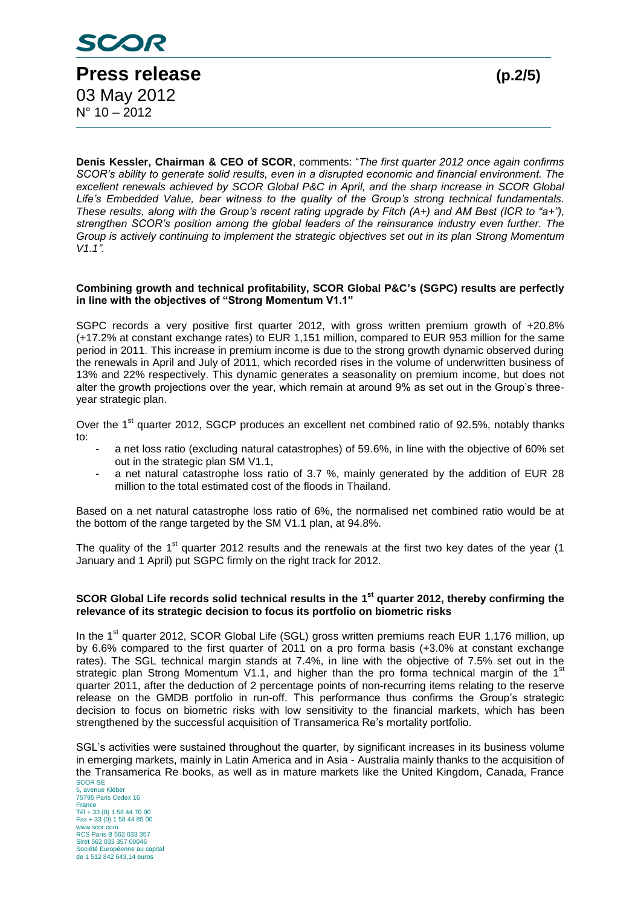**Denis Kessler, Chairman & CEO of SCOR**, comments: "*The first quarter 2012 once again confirms SCOR's ability to generate solid results, even in a disrupted economic and financial environment. The excellent renewals achieved by SCOR Global P&C in April, and the sharp increase in SCOR Global Life's Embedded Value, bear witness to the quality of the Group's strong technical fundamentals. These results, along with the Group's recent rating upgrade by Fitch (A+) and AM Best (ICR to "a+"), strengthen SCOR's position among the global leaders of the reinsurance industry even further. The Group is actively continuing to implement the strategic objectives set out in its plan Strong Momentum V1.1".*

**Combining growth and technical profitability, SCOR Global P&C's (SGPC) results are perfectly in line with the objectives of "Strong Momentum V1.1"**

SGPC records a very positive first quarter 2012, with gross written premium growth of +20.8% (+17.2% at constant exchange rates) to EUR 1,151 million, compared to EUR 953 million for the same period in 2011. This increase in premium income is due to the strong growth dynamic observed during the renewals in April and July of 2011, which recorded rises in the volume of underwritten business of 13% and 22% respectively. This dynamic generates a seasonality on premium income, but does not alter the growth projections over the year, which remain at around 9% as set out in the Group's three-year strategic plan.

Over the 1st quarter 2012, SGCP produces an excellent net combined ratio of 92.5%, notably thanks to:

- a net loss ratio (excluding natural catastrophes) of 59.6%, in line with the objective of 60% set out in the strategic plan SM V1.1,
- a net natural catastrophe loss ratio of 3.7 %, mainly generated by the addition of EUR 28 million to the total estimated cost of the floods in Thailand.

Based on a net natural catastrophe loss ratio of 6%, the normalised net combined ratio would be at the bottom of the range targeted by the SM V1.1 plan, at 94.8%.

The quality of the 1st quarter 2012 results and the renewals at the first two key dates of the year (1 January and 1 April) put SGPC firmly on the right track for 2012.

**SCOR Global Life records solid technical results in the 1st quarter 2012, thereby confirming the relevance of its strategic decision to focus its portfolio on biometric risks**

In the 1st quarter 2012, SCOR Global Life (SGL) gross written premiums reach EUR 1,176 million, up by 6.6% compared to the first quarter of 2011 on a pro forma basis (+3.0% at constant exchange rates). The SGL technical margin stands at 7.4%, in line with the objective of 7.5% set out in the strategic plan Strong Momentum V1.1, and higher than the pro forma technical margin of the 1st quarter 2011, after the deduction of 2 percentage points of non-recurring items relating to the reserve release on the GMDB portfolio in run-off. This performance thus confirms the Group's strategic decision to focus on biometric risks with low sensitivity to the financial markets, which has been strengthened by the successful acquisition of Transamerica Re's mortality portfolio.

SGL's activities were sustained throughout the quarter, by significant increases in its business volume in emerging markets, mainly in Latin America and in Asia - Australia mainly thanks to the acquisition of the Transamerica Re books, as well as in mature markets like the United Kingdom, Canada, France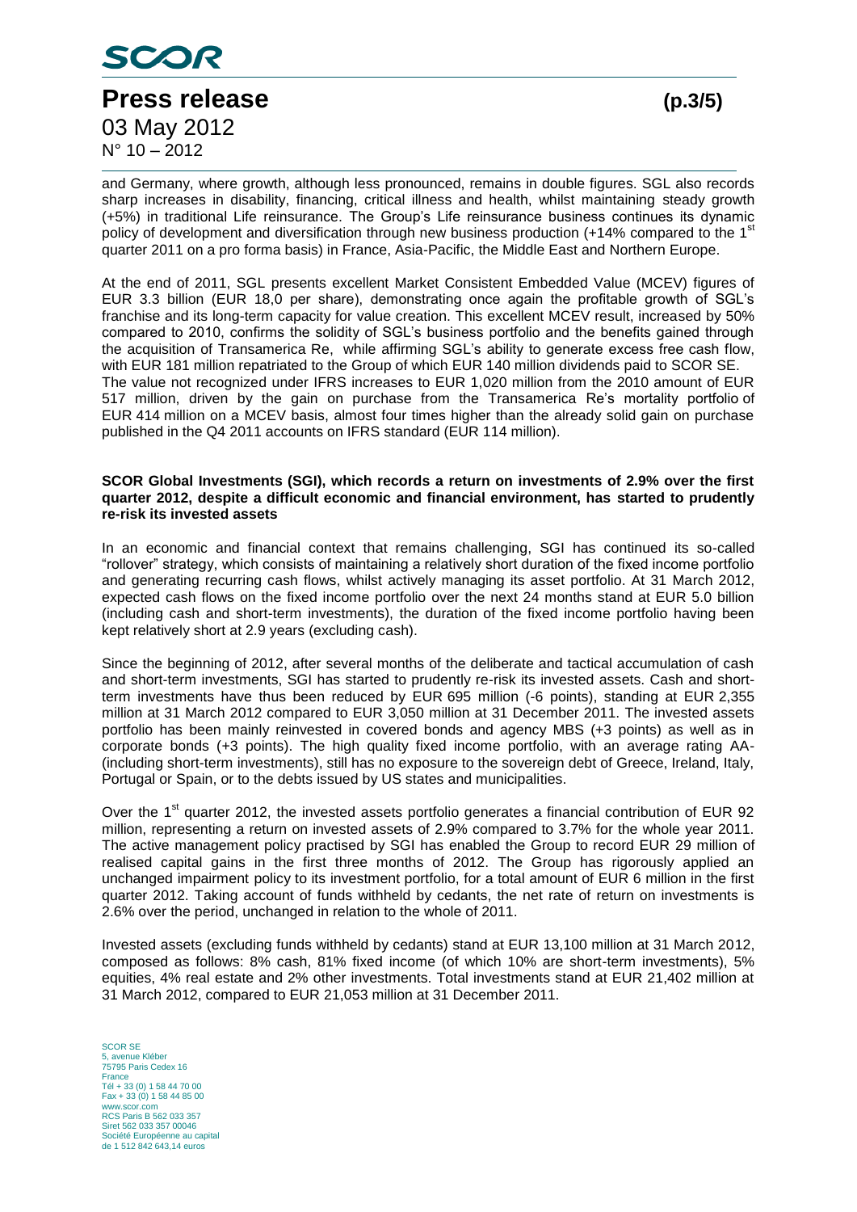and Germany, where growth, although less pronounced, remains in double figures. SGL also records sharp increases in disability, financing, critical illness and health, whilst maintaining steady growth (+5%) in traditional Life reinsurance. The Group's Life reinsurance business continues its dynamic policy of development and diversification through new business production (+14% compared to the 1st quarter 2011 on a pro forma basis) in France, Asia-Pacific, the Middle East and Northern Europe.

At the end of 2011, SGL presents excellent Market Consistent Embedded Value (MCEV) figures of EUR 3.3 billion (EUR 18,0 per share), demonstrating once again the profitable growth of SGL's franchise and its long-term capacity for value creation. This excellent MCEV result, increased by 50% compared to 2010, confirms the solidity of SGL's business portfolio and the benefits gained through the acquisition of Transamerica Re, while affirming SGL's ability to generate excess free cash flow, with EUR 181 million repatriated to the Group of which EUR 140 million dividends paid to SCOR SE.
The value not recognized under IFRS increases to EUR 1,020 million from the 2010 amount of EUR 517 million, driven by the gain on purchase from the Transamerica Re's mortality portfolio of EUR 414 million on a MCEV basis, almost four times higher than the already solid gain on purchase published in the Q4 2011 accounts on IFRS standard (EUR 114 million).

**SCOR Global Investments (SGI), which records a return on investments of 2.9% over the first quarter 2012, despite a difficult economic and financial environment, has started to prudently re-risk its invested assets**

In an economic and financial context that remains challenging, SGI has continued its so-called "rollover" strategy, which consists of maintaining a relatively short duration of the fixed income portfolio and generating recurring cash flows, whilst actively managing its asset portfolio. At 31 March 2012, expected cash flows on the fixed income portfolio over the next 24 months stand at EUR 5.0 billion (including cash and short-term investments), the duration of the fixed income portfolio having been kept relatively short at 2.9 years (excluding cash).

Since the beginning of 2012, after several months of the deliberate and tactical accumulation of cash and short-term investments, SGI has started to prudently re-risk its invested assets. Cash and short-term investments have thus been reduced by EUR 695 million (-6 points), standing at EUR 2,355 million at 31 March 2012 compared to EUR 3,050 million at 31 December 2011. The invested assets portfolio has been mainly reinvested in covered bonds and agency MBS (+3 points) as well as in corporate bonds (+3 points). The high quality fixed income portfolio, with an average rating AA- (including short-term investments), still has no exposure to the sovereign debt of Greece, Ireland, Italy, Portugal or Spain, or to the debts issued by US states and municipalities.

Over the 1st quarter 2012, the invested assets portfolio generates a financial contribution of EUR 92 million, representing a return on invested assets of 2.9% compared to 3.7% for the whole year 2011. The active management policy practised by SGI has enabled the Group to record EUR 29 million of realised capital gains in the first three months of 2012. The Group has rigorously applied an unchanged impairment policy to its investment portfolio, for a total amount of EUR 6 million in the first quarter 2012. Taking account of funds withheld by cedants, the net rate of return on investments is 2.6% over the period, unchanged in relation to the whole of 2011.

Invested assets (excluding funds withheld by cedants) stand at EUR 13,100 million at 31 March 2012, composed as follows: 8% cash, 81% fixed income (of which 10% are short-term investments), 5% equities, 4% real estate and 2% other investments. Total investments stand at EUR 21,402 million at 31 March 2012, compared to EUR 21,053 million at 31 December 2011.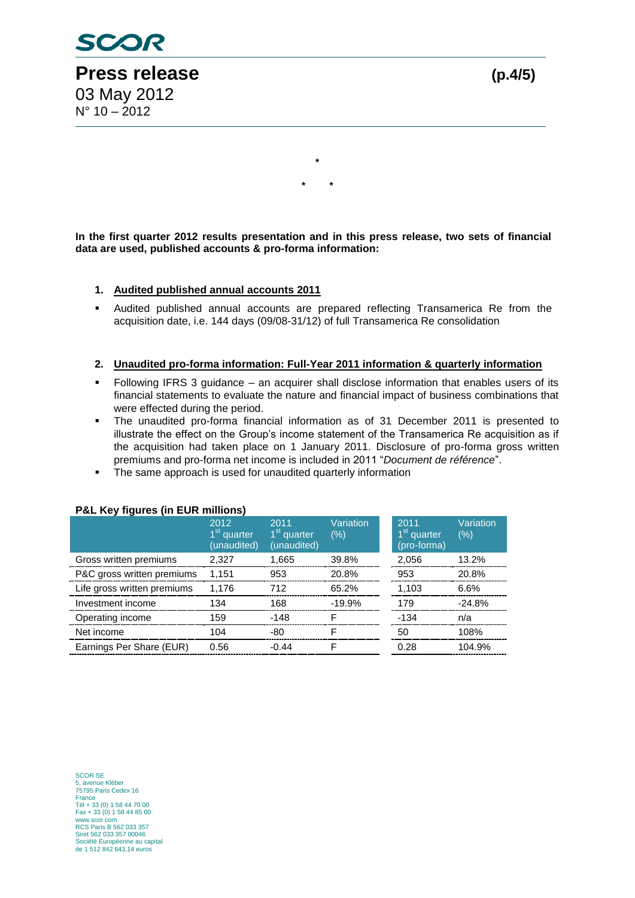*

\*  \*

**In the first quarter 2012 results presentation and in this press release, two sets of financial data are used, published accounts & pro-forma information:**

1. **Audited published annual accounts 2011**

- Audited published annual accounts are prepared reflecting Transamerica Re from the acquisition date, i.e. 144 days (09/08-31/12) of full Transamerica Re consolidation

2. **Unaudited pro-forma information: Full-Year 2011 information & quarterly information**

- Following IFRS 3 guidance – an acquirer shall disclose information that enables users of its financial statements to evaluate the nature and financial impact of business combinations that were effected during the period.
- The unaudited pro-forma financial information as of 31 December 2011 is presented to illustrate the effect on the Group's income statement of the Transamerica Re acquisition as if the acquisition had taken place on 1 January 2011. Disclosure of pro-forma gross written premiums and pro-forma net income is included in 2011 "*Document de référence*".
- The same approach is used for unaudited quarterly information

**P&L Key figures (in EUR millions)**

| | 2012 1st quarter (unaudited) | 2011 1st quarter (unaudited) | Variation (%) | 2011 1st quarter (pro-forma) | Variation (%) |
|---|---|---|---|---|---|
| Gross written premiums | 2,327 | 1,665 | 39.8% | 2,056 | 13.2% |
| P&C gross written premiums | 1,151 | 953 | 20.8% | 953 | 20.8% |
| Life gross written premiums | 1,176 | 712 | 65.2% | 1,103 | 6.6% |
| Investment income | 134 | 168 | -19.9% | 179 | -24.8% |
| Operating income | 159 | -148 | F | -134 | n/a |
| Net income | 104 | -80 | F | 50 | 108% |
| Earnings Per Share (EUR) | 0.56 | -0.44 | F | 0.28 | 104.9% |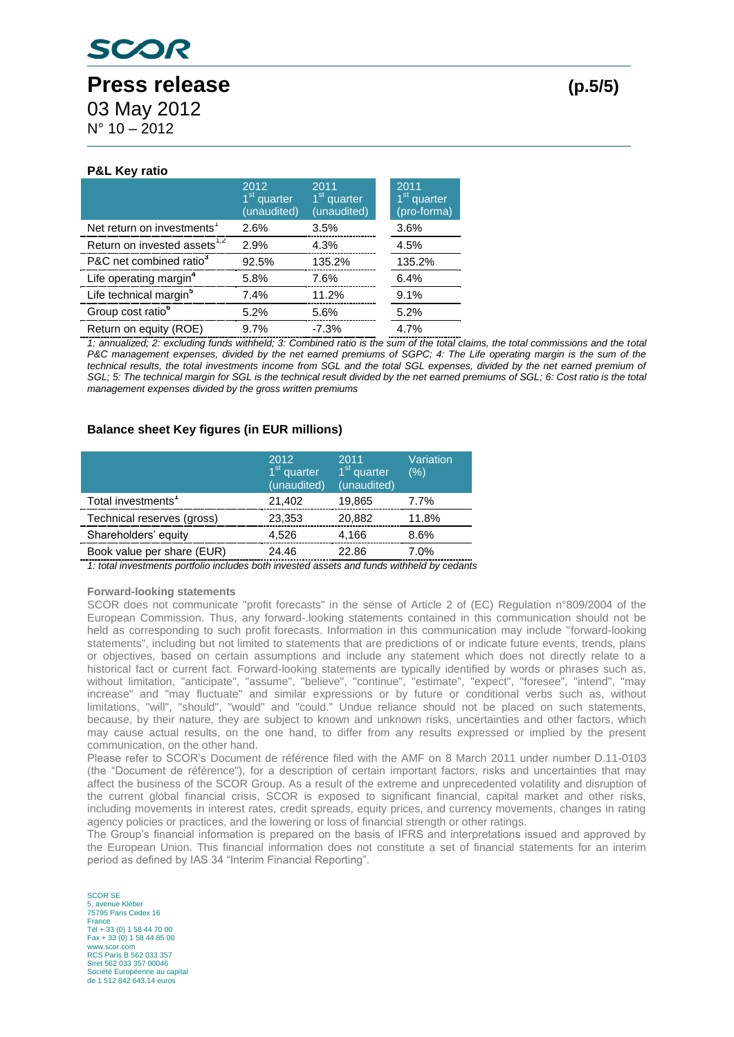### P&L Key ratio

| | 2012 1st quarter (unaudited) | 2011 1st quarter (unaudited) | 2011 1st quarter (pro-forma) |
|---|---|---|---|
| Net return on investments[1] | 2.6% | 3.5% | 3.6% |
| Return on invested assets[1,2] | 2.9% | 4.3% | 4.5% |
| P&C net combined ratio[3] | 92.5% | 135.2% | 135.2% |
| Life operating margin[4] | 5.8% | 7.6% | 6.4% |
| Life technical margin[5] | 7.4% | 11.2% | 9.1% |
| Group cost ratio[6] | 5.2% | 5.6% | 5.2% |
| Return on equity (ROE) | 9.7% | -7.3% | 4.7% |

*1: annualized; 2: excluding funds withheld; 3: Combined ratio is the sum of the total claims, the total commissions and the total P&C management expenses, divided by the net earned premiums of SGPC; 4: The Life operating margin is the sum of the technical results, the total investments income from SGL and the total SGL expenses, divided by the net earned premium of SGL; 5: The technical margin for SGL is the technical result divided by the net earned premiums of SGL; 6: Cost ratio is the total management expenses divided by the gross written premiums*

### Balance sheet Key figures (in EUR millions)

| | 2012 1st quarter (unaudited) | 2011 1st quarter (unaudited) | Variation (%) |
|---|---|---|---|
| Total investments[1] | 21,402 | 19,865 | 7.7% |
| Technical reserves (gross) | 23,353 | 20,882 | 11.8% |
| Shareholders' equity | 4,526 | 4,166 | 8.6% |
| Book value per share (EUR) | 24.46 | 22.86 | 7.0% |

*1: total investments portfolio includes both invested assets and funds withheld by cedants*

**Forward-looking statements**

SCOR does not communicate "profit forecasts" in the sense of Article 2 of (EC) Regulation n°809/2004 of the European Commission. Thus, any forward-.looking statements contained in this communication should not be held as corresponding to such profit forecasts. Information in this communication may include "forward-looking statements", including but not limited to statements that are predictions of or indicate future events, trends, plans or objectives, based on certain assumptions and include any statement which does not directly relate to a historical fact or current fact. Forward-looking statements are typically identified by words or phrases such as, without limitation, "anticipate", "assume", "believe", "continue", "estimate", "expect", "foresee", "intend", "may increase" and "may fluctuate" and similar expressions or by future or conditional verbs such as, without limitations, "will", "should", "would" and "could." Undue reliance should not be placed on such statements, because, by their nature, they are subject to known and unknown risks, uncertainties and other factors, which may cause actual results, on the one hand, to differ from any results expressed or implied by the present communication, on the other hand.

Please refer to SCOR's Document de référence filed with the AMF on 8 March 2011 under number D.11-0103 (the "Document de référence"), for a description of certain important factors, risks and uncertainties that may affect the business of the SCOR Group. As a result of the extreme and unprecedented volatility and disruption of the current global financial crisis, SCOR is exposed to significant financial, capital market and other risks, including movements in interest rates, credit spreads, equity prices, and currency movements, changes in rating agency policies or practices, and the lowering or loss of financial strength or other ratings.

The Group's financial information is prepared on the basis of IFRS and interpretations issued and approved by the European Union. This financial information does not constitute a set of financial statements for an interim period as defined by IAS 34 "Interim Financial Reporting".